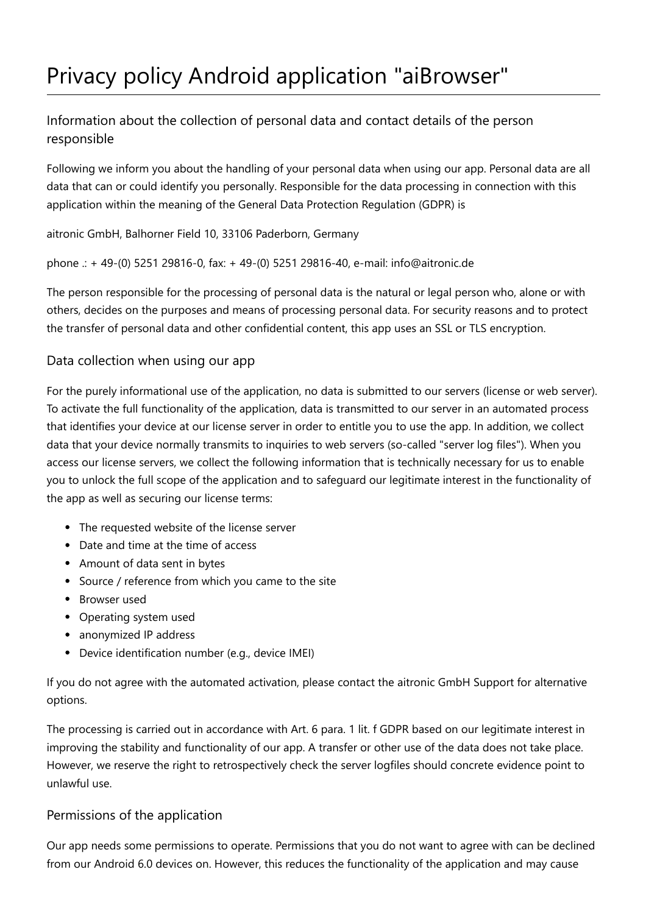# Privacy policy Android application "aiBrowser"

## Information about the collection of personal data and contact details of the person responsible

Following we inform you about the handling of your personal data when using our app. Personal data are all data that can or could identify you personally. Responsible for the data processing in connection with this application within the meaning of the General Data Protection Regulation (GDPR) is

aitronic GmbH, Balhorner Field 10, 33106 Paderborn, Germany

phone .: + 49-(0) 5251 29816-0, fax: + 49-(0) 5251 29816-40, e-mail: info@aitronic.de

The person responsible for the processing of personal data is the natural or legal person who, alone or with others, decides on the purposes and means of processing personal data. For security reasons and to protect the transfer of personal data and other confidential content, this app uses an SSL or TLS encryption.

## Data collection when using our app

For the purely informational use of the application, no data is submitted to our servers (license or web server). To activate the full functionality of the application, data is transmitted to our server in an automated process that identifies your device at our license server in order to entitle you to use the app. In addition, we collect data that your device normally transmits to inquiries to web servers (so-called "server log files"). When you access our license servers, we collect the following information that is technically necessary for us to enable you to unlock the full scope of the application and to safeguard our legitimate interest in the functionality of the app as well as securing our license terms:

- The requested website of the license server
- Date and time at the time of access
- Amount of data sent in bytes
- Source / reference from which you came to the site
- Browser used
- Operating system used
- anonymized IP address
- Device identification number (e.g., device IMEI)

If you do not agree with the automated activation, please contact the aitronic GmbH Support for alternative options.

The processing is carried out in accordance with Art. 6 para. 1 lit. f GDPR based on our legitimate interest in improving the stability and functionality of our app. A transfer or other use of the data does not take place. However, we reserve the right to retrospectively check the server logfiles should concrete evidence point to unlawful use.

## Permissions of the application

Our app needs some permissions to operate. Permissions that you do not want to agree with can be declined from our Android 6.0 devices on. However, this reduces the functionality of the application and may cause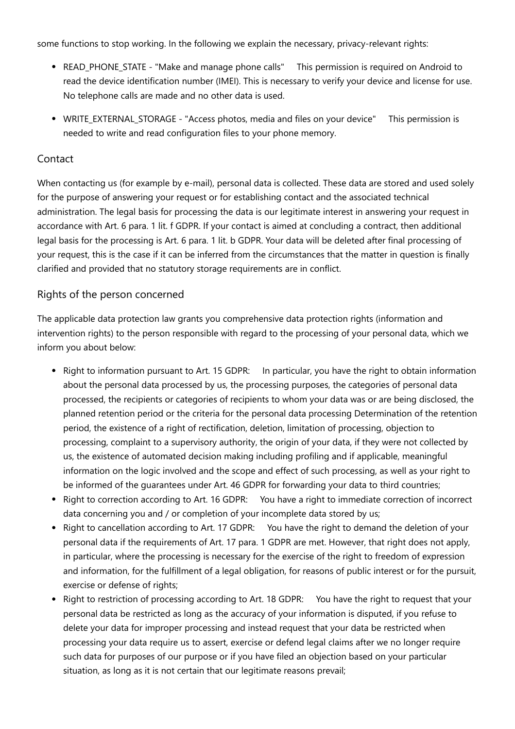some functions to stop working. In the following we explain the necessary, privacy-relevant rights:

- READ_PHONE_STATE - "Make and manage phone calls"    This permission is required on Android to read the device identification number (IMEI). This is necessary to verify your device and license for use. No telephone calls are made and no other data is used.
- WRITE_EXTERNAL_STORAGE - "Access photos, media and files on your device"    This permission is needed to write and read configuration files to your phone memory.

## Contact

When contacting us (for example by e-mail), personal data is collected. These data are stored and used solely for the purpose of answering your request or for establishing contact and the associated technical administration. The legal basis for processing the data is our legitimate interest in answering your request in accordance with Art. 6 para. 1 lit. f GDPR. If your contact is aimed at concluding a contract, then additional legal basis for the processing is Art. 6 para. 1 lit. b GDPR. Your data will be deleted after final processing of your request, this is the case if it can be inferred from the circumstances that the matter in question is finally clarified and provided that no statutory storage requirements are in conflict.

## Rights of the person concerned

The applicable data protection law grants you comprehensive data protection rights (information and intervention rights) to the person responsible with regard to the processing of your personal data, which we inform you about below:

- Right to information pursuant to Art. 15 GDPR:    In particular, you have the right to obtain information about the personal data processed by us, the processing purposes, the categories of personal data processed, the recipients or categories of recipients to whom your data was or are being disclosed, the planned retention period or the criteria for the personal data processing Determination of the retention period, the existence of a right of rectification, deletion, limitation of processing, objection to processing, complaint to a supervisory authority, the origin of your data, if they were not collected by us, the existence of automated decision making including profiling and if applicable, meaningful information on the logic involved and the scope and effect of such processing, as well as your right to be informed of the guarantees under Art. 46 GDPR for forwarding your data to third countries;
- Right to correction according to Art. 16 GDPR:    You have a right to immediate correction of incorrect data concerning you and / or completion of your incomplete data stored by us;
- Right to cancellation according to Art. 17 GDPR:    You have the right to demand the deletion of your personal data if the requirements of Art. 17 para. 1 GDPR are met. However, that right does not apply, in particular, where the processing is necessary for the exercise of the right to freedom of expression and information, for the fulfillment of a legal obligation, for reasons of public interest or for the pursuit, exercise or defense of rights;
- Right to restriction of processing according to Art. 18 GDPR:    You have the right to request that your personal data be restricted as long as the accuracy of your information is disputed, if you refuse to delete your data for improper processing and instead request that your data be restricted when processing your data require us to assert, exercise or defend legal claims after we no longer require such data for purposes of our purpose or if you have filed an objection based on your particular situation, as long as it is not certain that our legitimate reasons prevail;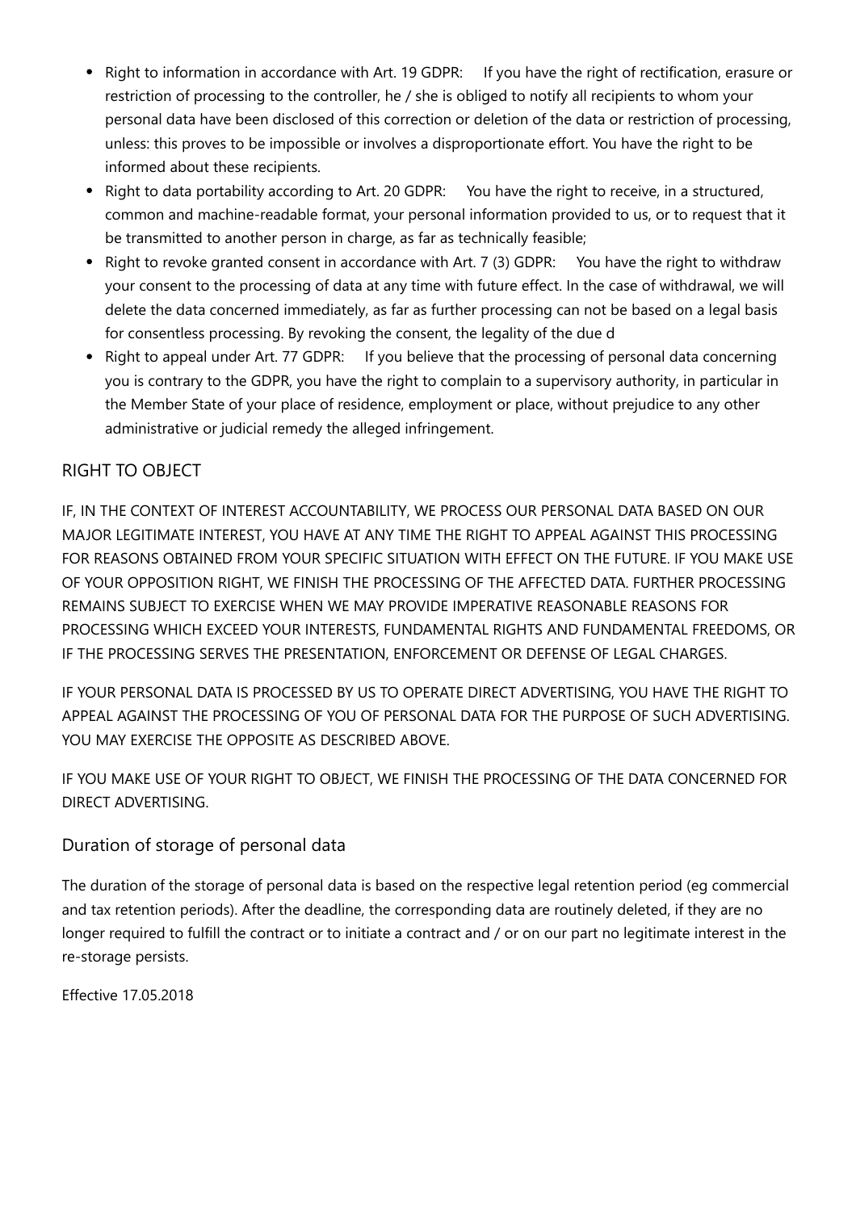- Right to information in accordance with Art. 19 GDPR: If you have the right of rectification, erasure or restriction of processing to the controller, he / she is obliged to notify all recipients to whom your personal data have been disclosed of this correction or deletion of the data or restriction of processing, unless: this proves to be impossible or involves a disproportionate effort. You have the right to be informed about these recipients.
- Right to data portability according to Art. 20 GDPR: You have the right to receive, in a structured, common and machine-readable format, your personal information provided to us, or to request that it be transmitted to another person in charge, as far as technically feasible;
- Right to revoke granted consent in accordance with Art. 7 (3) GDPR: You have the right to withdraw your consent to the processing of data at any time with future effect. In the case of withdrawal, we will delete the data concerned immediately, as far as further processing can not be based on a legal basis for consentless processing. By revoking the consent, the legality of the due d
- Right to appeal under Art. 77 GDPR: If you believe that the processing of personal data concerning you is contrary to the GDPR, you have the right to complain to a supervisory authority, in particular in the Member State of your place of residence, employment or place, without prejudice to any other administrative or judicial remedy the alleged infringement.

## RIGHT TO OBJECT

IF, IN THE CONTEXT OF INTEREST ACCOUNTABILITY, WE PROCESS OUR PERSONAL DATA BASED ON OUR MAJOR LEGITIMATE INTEREST, YOU HAVE AT ANY TIME THE RIGHT TO APPEAL AGAINST THIS PROCESSING FOR REASONS OBTAINED FROM YOUR SPECIFIC SITUATION WITH EFFECT ON THE FUTURE. IF YOU MAKE USE OF YOUR OPPOSITION RIGHT, WE FINISH THE PROCESSING OF THE AFFECTED DATA. FURTHER PROCESSING REMAINS SUBJECT TO EXERCISE WHEN WE MAY PROVIDE IMPERATIVE REASONABLE REASONS FOR PROCESSING WHICH EXCEED YOUR INTERESTS, FUNDAMENTAL RIGHTS AND FUNDAMENTAL FREEDOMS, OR IF THE PROCESSING SERVES THE PRESENTATION, ENFORCEMENT OR DEFENSE OF LEGAL CHARGES.

IF YOUR PERSONAL DATA IS PROCESSED BY US TO OPERATE DIRECT ADVERTISING, YOU HAVE THE RIGHT TO APPEAL AGAINST THE PROCESSING OF YOU OF PERSONAL DATA FOR THE PURPOSE OF SUCH ADVERTISING. YOU MAY EXERCISE THE OPPOSITE AS DESCRIBED ABOVE.

IF YOU MAKE USE OF YOUR RIGHT TO OBJECT, WE FINISH THE PROCESSING OF THE DATA CONCERNED FOR DIRECT ADVERTISING.

## Duration of storage of personal data

The duration of the storage of personal data is based on the respective legal retention period (eg commercial and tax retention periods). After the deadline, the corresponding data are routinely deleted, if they are no longer required to fulfill the contract or to initiate a contract and / or on our part no legitimate interest in the re-storage persists.

Effective 17.05.2018